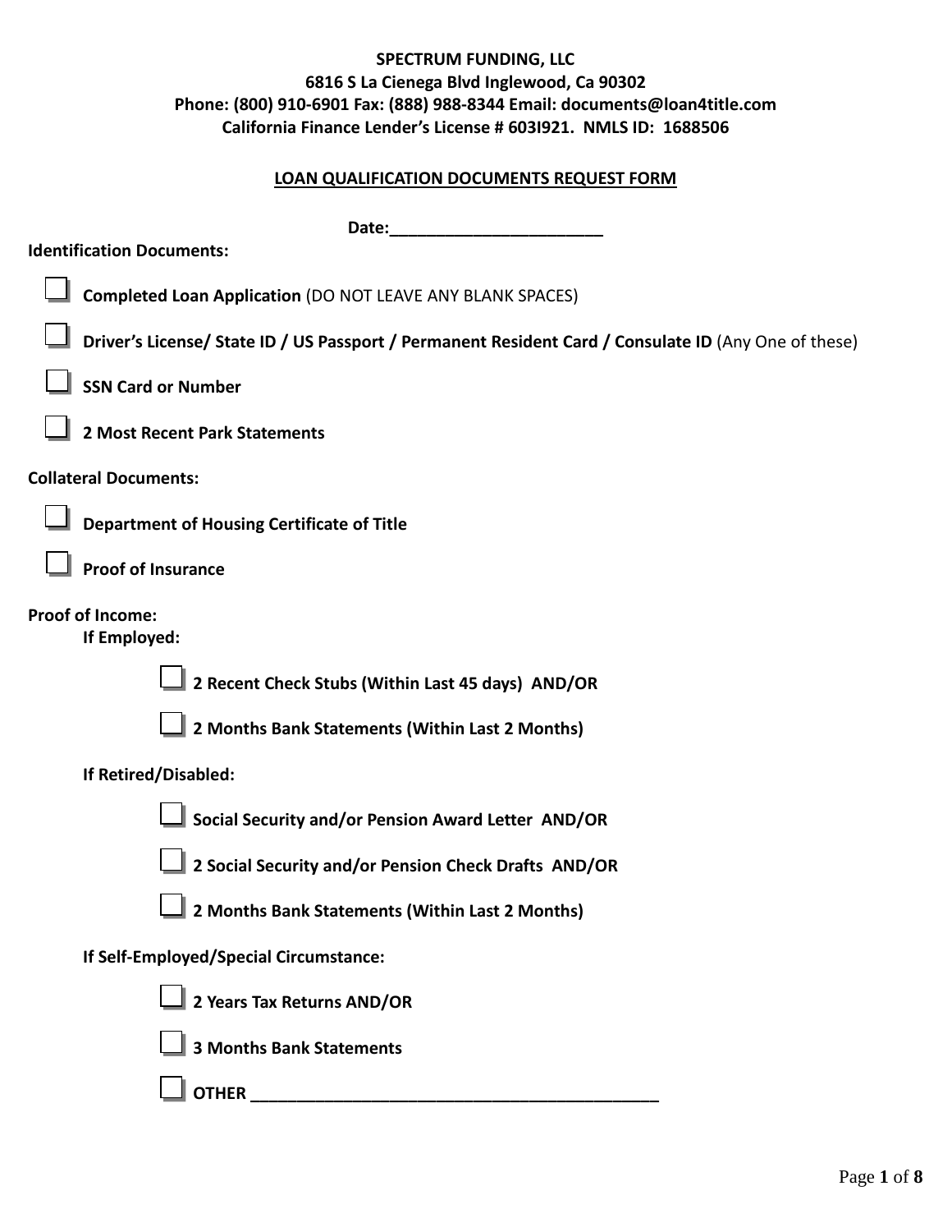**SPECTRUM FUNDING, LLC**
**6816 S La Cienega Blvd Inglewood, Ca 90302**
**Phone: (800) 910-6901 Fax: (888) 988-8344 Email: documents@loan4title.com**
**California Finance Lender's License # 603I921. NMLS ID: 1688506**

## LOAN QUALIFICATION DOCUMENTS REQUEST FORM

**Date:________________________**

**Identification Documents:**

- [ ] **Completed Loan Application** (DO NOT LEAVE ANY BLANK SPACES)
- [ ] **Driver's License/ State ID / US Passport / Permanent Resident Card / Consulate ID** (Any One of these)
- [ ] **SSN Card or Number**
- [ ] **2 Most Recent Park Statements**

**Collateral Documents:**

- [ ] **Department of Housing Certificate of Title**
- [ ] **Proof of Insurance**

**Proof of Income:**

**If Employed:**

- [ ] **2 Recent Check Stubs (Within Last 45 days) AND/OR**
- [ ] **2 Months Bank Statements (Within Last 2 Months)**

**If Retired/Disabled:**

- [ ] **Social Security and/or Pension Award Letter AND/OR**
- [ ] **2 Social Security and/or Pension Check Drafts AND/OR**
- [ ] **2 Months Bank Statements (Within Last 2 Months)**

**If Self-Employed/Special Circumstance:**

- [ ] **2 Years Tax Returns AND/OR**
- [ ] **3 Months Bank Statements**
- [ ] **OTHER _____________________________________________**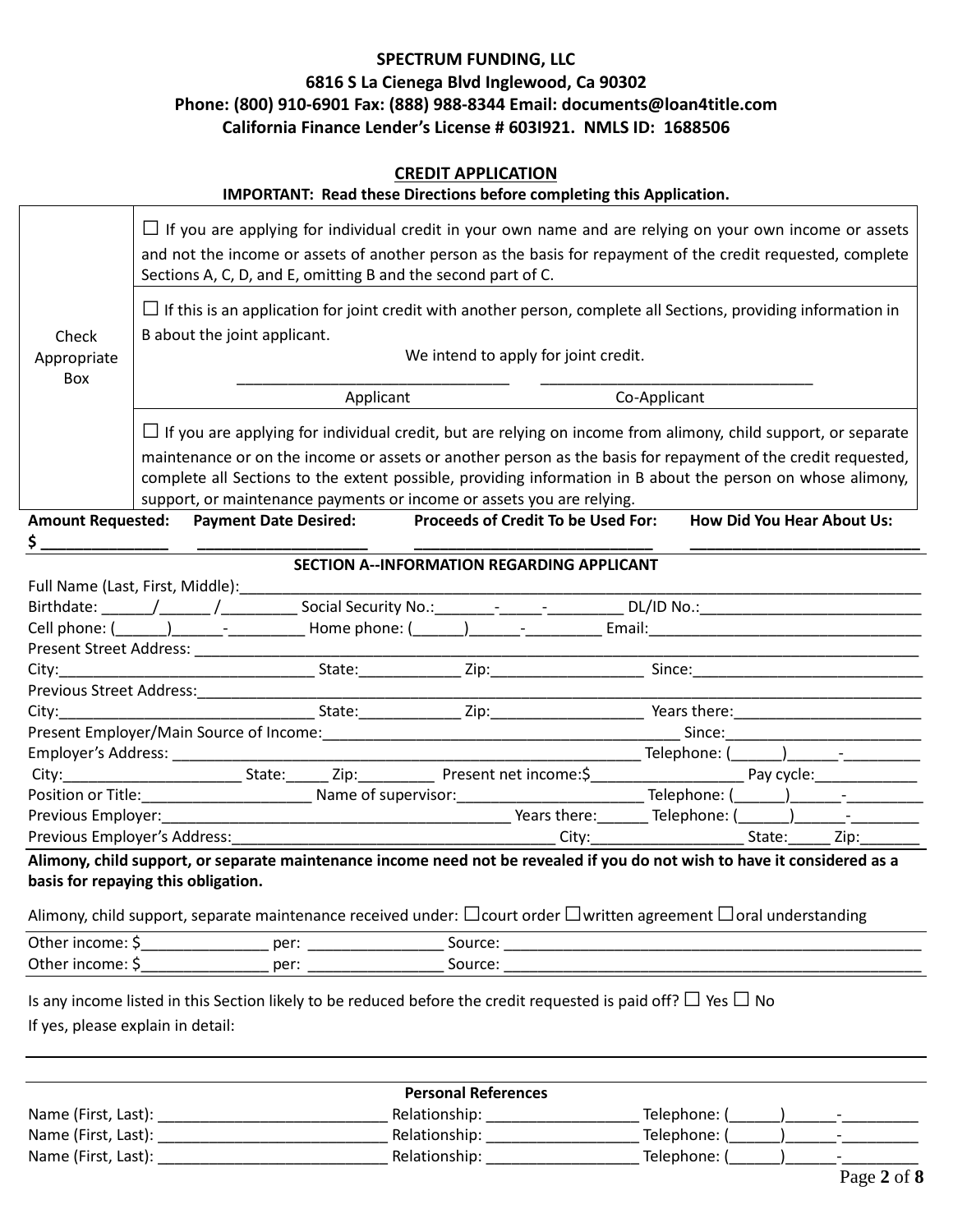**SPECTRUM FUNDING, LLC**
**6816 S La Cienega Blvd Inglewood, Ca 90302**
**Phone: (800) 910-6901 Fax: (888) 988-8344 Email: documents@loan4title.com**
**California Finance Lender's License # 603I921. NMLS ID: 1688506**

## CREDIT APPLICATION

**IMPORTANT: Read these Directions before completing this Application.**

| Check Appropriate Box | |
|---|---|
| | ☐ If you are applying for individual credit in your own name and are relying on your own income or assets and not the income or assets of another person as the basis for repayment of the credit requested, complete Sections A, C, D, and E, omitting B and the second part of C. |
| | ☐ If this is an application for joint credit with another person, complete all Sections, providing information in B about the joint applicant.<br>We intend to apply for joint credit.<br>_______________ Applicant _______________ Co-Applicant |
| | ☐ If you are applying for individual credit, but are relying on income from alimony, child support, or separate maintenance or on the income or assets or another person as the basis for repayment of the credit requested, complete all Sections to the extent possible, providing information in B about the person on whose alimony, support, or maintenance payments or income or assets you are relying. |

| **Amount Requested:** | **Payment Date Desired:** | **Proceeds of Credit To be Used For:** | **How Did You Hear About Us:** |
|---|---|---|---|
| **$ ______________** | ______________ | ______________ | ______________ |

### SECTION A--INFORMATION REGARDING APPLICANT

Full Name (Last, First, Middle):_______________________________________________

Birthdate: ______/______ /_________ Social Security No.:_______-_____-_________ DL/ID No.:__________________________

Cell phone: (______)______-_________ Home phone: (______)______-_________ Email:________________________________

Present Street Address: _______________________________________________

City:______________________________ State:___________ Zip:_________________ Since:___________________________

Previous Street Address:_______________________________________________

City:______________________________ State:___________ Zip:_________________ Years there:______________________

Present Employer/Main Source of Income:________________________________________ Since:______________________

Employer's Address: ___________________________________________________ Telephone: (______)______-_________

City:_____________________ State:_____ Zip:_________ Present net income:$__________________ Pay cycle:____________

Position or Title:____________________ Name of supervisor:______________________ Telephone: (______)______-_________

Previous Employer:________________________________________ Years there:______ Telephone: (______)______-________

Previous Employer's Address:_______________________________________ City:__________________ State:_____ Zip:_______

**Alimony, child support, or separate maintenance income need not be revealed if you do not wish to have it considered as a basis for repaying this obligation.**

Alimony, child support, separate maintenance received under: ☐court order ☐written agreement ☐oral understanding

Other income: $_______________ per: _______________ Source: _______________________________________________

Other income: $_______________ per: _______________ Source: _______________________________________________

Is any income listed in this Section likely to be reduced before the credit requested is paid off? ☐ Yes ☐ No

If yes, please explain in detail:

_______________________________________________

### Personal References

Name (First, Last): ___________________________ Relationship: _________________ Telephone: (______)______-_________

Name (First, Last): ___________________________ Relationship: _________________ Telephone: (______)______-_________

Name (First, Last): ___________________________ Relationship: _________________ Telephone: (______)______-_________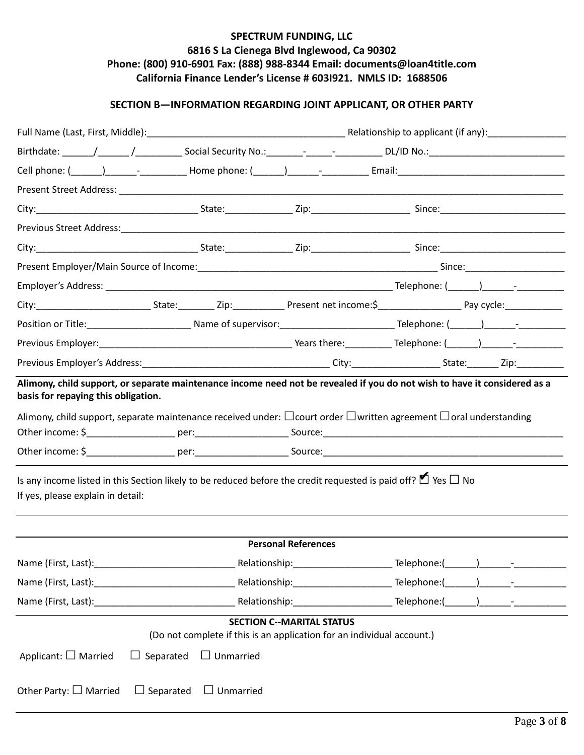**SPECTRUM FUNDING, LLC**
**6816 S La Cienega Blvd Inglewood, Ca 90302**
**Phone: (800) 910-6901 Fax: (888) 988-8344 Email: documents@loan4title.com**
**California Finance Lender's License # 603I921. NMLS ID: 1688506**

## SECTION B—INFORMATION REGARDING JOINT APPLICANT, OR OTHER PARTY

Full Name (Last, First, Middle):______________________________________ Relationship to applicant (if any):_______________

Birthdate: ______/______ /_________ Social Security No.:_______-_____-_________ DL/ID No.:__________________________

Cell phone: (______)______-_________ Home phone: (______)______-_________ Email:_______________________________

Present Street Address: _____________________________________________________________________________________

City:_______________________________ State:_____________ Zip:___________________ Since:________________________

Previous Street Address:_____________________________________________________________________________________

City:_______________________________ State:_____________ Zip:___________________ Since:________________________

Present Employer/Main Source of Income:_______________________________________________ Since:___________________

Employer's Address: _______________________________________________________ Telephone: (______)______-_________

City:______________________ State:_______ Zip:__________ Present net income:$________________ Pay cycle:___________

Position or Title:____________________ Name of supervisor:_______________________ Telephone: (______)______-_________

Previous Employer:____________________________________ Years there:_________ Telephone: (______)______-_________

Previous Employer's Address:___________________________________ City:_________________ State:______ Zip:_________

**Alimony, child support, or separate maintenance income need not be revealed if you do not wish to have it considered as a basis for repaying this obligation.**

Alimony, child support, separate maintenance received under: ☐court order ☐written agreement ☐oral understanding

Other income: $_________________ per:_________________ Source:______________________________________________

Other income: $_________________ per:_________________ Source:______________________________________________

Is any income listed in this Section likely to be reduced before the credit requested is paid off? ☑ Yes ☐ No

If yes, please explain in detail:

______________________________________________________________________________________________________

______________________________________________________________________________________________________

### Personal References

Name (First, Last):___________________________ Relationship:___________________ Telephone:(______)______-__________

Name (First, Last):___________________________ Relationship:___________________ Telephone:(______)______-__________

Name (First, Last):___________________________ Relationship:___________________ Telephone:(______)______-__________

## SECTION C--MARITAL STATUS

(Do not complete if this is an application for an individual account.)

Applicant: ☐ Married ☐ Separated ☐ Unmarried

Other Party: ☐ Married ☐ Separated ☐ Unmarried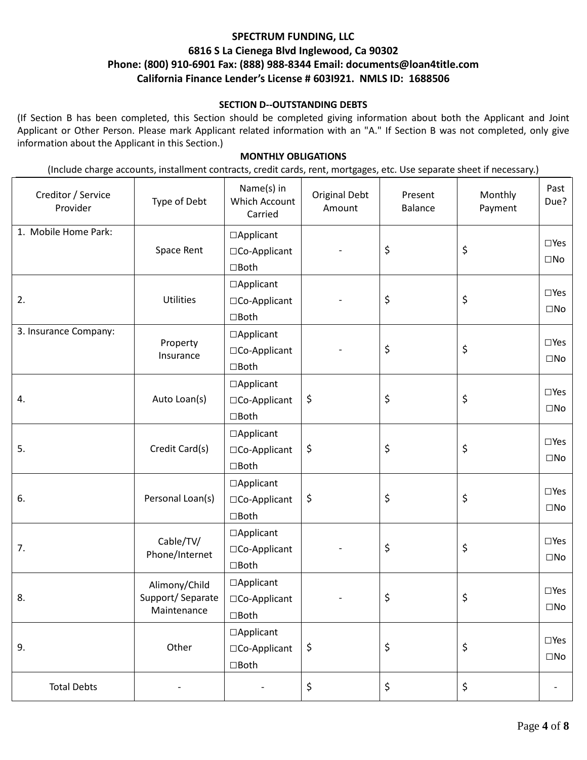**SPECTRUM FUNDING, LLC**
**6816 S La Cienega Blvd Inglewood, Ca 90302**
**Phone: (800) 910-6901 Fax: (888) 988-8344 Email: documents@loan4title.com**
**California Finance Lender's License # 603I921. NMLS ID: 1688506**

## SECTION D--OUTSTANDING DEBTS

(If Section B has been completed, this Section should be completed giving information about both the Applicant and Joint Applicant or Other Person. Please mark Applicant related information with an "A." If Section B was not completed, only give information about the Applicant in this Section.)

### MONTHLY OBLIGATIONS

(Include charge accounts, installment contracts, credit cards, rent, mortgages, etc. Use separate sheet if necessary.)

| Creditor / Service Provider | Type of Debt | Name(s) in Which Account Carried | Original Debt Amount | Present Balance | Monthly Payment | Past Due? |
|---|---|---|---|---|---|---|
| 1. Mobile Home Park: | Space Rent | ☐Applicant ☐Co-Applicant ☐Both | - | $ | $ | ☐Yes ☐No |
| 2. | Utilities | ☐Applicant ☐Co-Applicant ☐Both | - | $ | $ | ☐Yes ☐No |
| 3. Insurance Company: | Property Insurance | ☐Applicant ☐Co-Applicant ☐Both | - | $ | $ | ☐Yes ☐No |
| 4. | Auto Loan(s) | ☐Applicant ☐Co-Applicant ☐Both | $ | $ | $ | ☐Yes ☐No |
| 5. | Credit Card(s) | ☐Applicant ☐Co-Applicant ☐Both | $ | $ | $ | ☐Yes ☐No |
| 6. | Personal Loan(s) | ☐Applicant ☐Co-Applicant ☐Both | $ | $ | $ | ☐Yes ☐No |
| 7. | Cable/TV/ Phone/Internet | ☐Applicant ☐Co-Applicant ☐Both | - | $ | $ | ☐Yes ☐No |
| 8. | Alimony/Child Support/ Separate Maintenance | ☐Applicant ☐Co-Applicant ☐Both | - | $ | $ | ☐Yes ☐No |
| 9. | Other | ☐Applicant ☐Co-Applicant ☐Both | $ | $ | $ | ☐Yes ☐No |
| Total Debts | - | - | $ | $ | $ | - |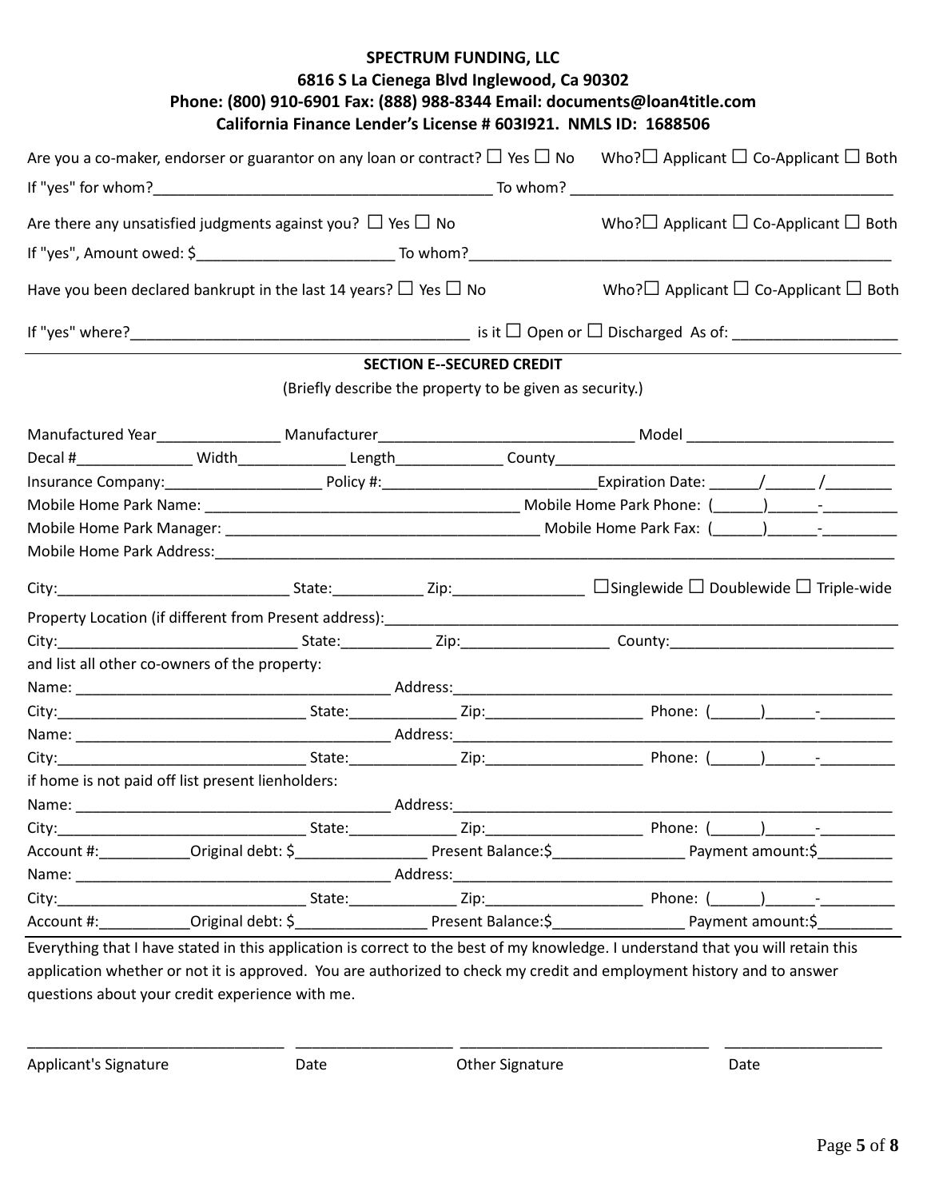**SPECTRUM FUNDING, LLC**
**6816 S La Cienega Blvd Inglewood, Ca 90302**
**Phone: (800) 910-6901 Fax: (888) 988-8344 Email: documents@loan4title.com**
**California Finance Lender's License # 603I921. NMLS ID: 1688506**

Are you a co-maker, endorser or guarantor on any loan or contract? ☐ Yes ☐ No Who?☐ Applicant ☐ Co-Applicant ☐ Both

If "yes" for whom?_________________________________________ To whom? ______________________________________

Are there any unsatisfied judgments against you? ☐ Yes ☐ No Who?☐ Applicant ☐ Co-Applicant ☐ Both

If "yes", Amount owed: $________________________ To whom?____________________________________________________

Have you been declared bankrupt in the last 14 years? ☐ Yes ☐ No Who?☐ Applicant ☐ Co-Applicant ☐ Both

If "yes" where?__________________________________________ is it ☐ Open or ☐ Discharged As of: ____________________

**SECTION E--SECURED CREDIT**

(Briefly describe the property to be given as security.)

Manufactured Year_______________ Manufacturer______________________________ Model _________________________

Decal #______________ Width_____________ Length_____________ County_________________________________________

Insurance Company:___________________ Policy #:_________________________Expiration Date: ______/______ /________

Mobile Home Park Name: ______________________________________ Mobile Home Park Phone: (______)______-_________

Mobile Home Park Manager: ______________________________________ Mobile Home Park Fax: (______)______-_________

Mobile Home Park Address:__________________________________________________________________________________

City:____________________________ State:___________ Zip:________________ ☐Singlewide ☐ Doublewide ☐ Triple-wide

Property Location (if different from Present address):______________________________________________________________

City:_____________________________ State:___________ Zip:__________________ County:___________________________

and list all other co-owners of the property:

Name: ______________________________________ Address:_______________________________________________________

City:______________________________ State:_____________ Zip:___________________ Phone: (______)______-_________

Name: ______________________________________ Address:_______________________________________________________

City:______________________________ State:_____________ Zip:___________________ Phone: (______)______-_________

if home is not paid off list present lienholders:

Name: ______________________________________ Address:_______________________________________________________

City:______________________________ State:_____________ Zip:___________________ Phone: (______)______-_________

Account #:___________Original debt: $________________ Present Balance:$________________ Payment amount:$_________

Name: ______________________________________ Address:_______________________________________________________

City:______________________________ State:_____________ Zip:___________________ Phone: (______)______-_________

Account #:___________Original debt: $________________ Present Balance:$________________ Payment amount:$_________

Everything that I have stated in this application is correct to the best of my knowledge. I understand that you will retain this application whether or not it is approved. You are authorized to check my credit and employment history and to answer questions about your credit experience with me.

_______________________________ __________________ ______________________________ __________________

Applicant's Signature Date Other Signature Date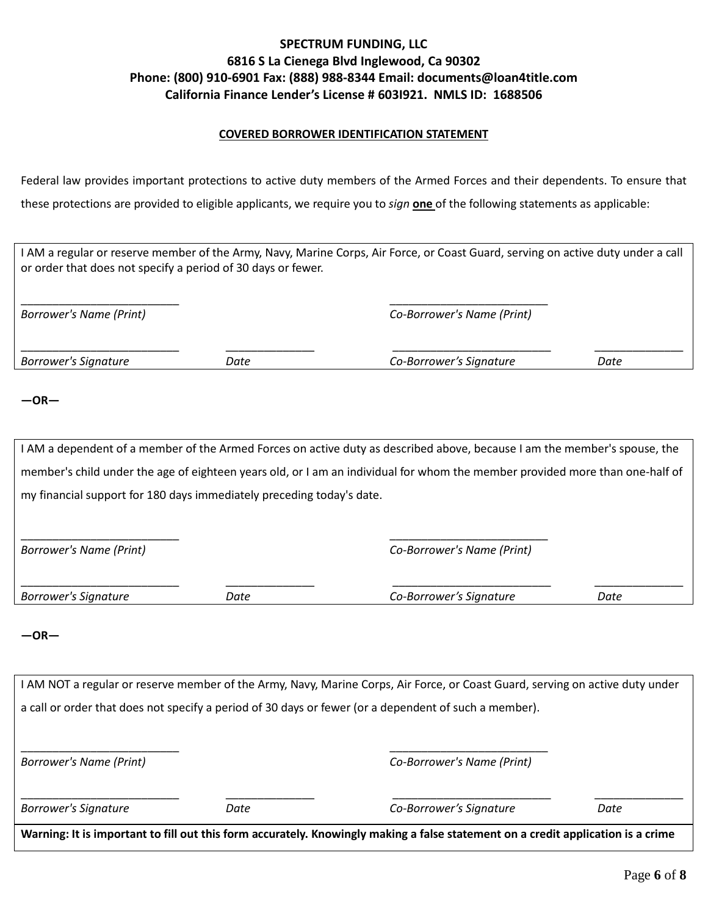**SPECTRUM FUNDING, LLC**
**6816 S La Cienega Blvd Inglewood, Ca 90302**
**Phone: (800) 910-6901 Fax: (888) 988-8344 Email: documents@loan4title.com**
**California Finance Lender's License # 603I921. NMLS ID: 1688506**

## COVERED BORROWER IDENTIFICATION STATEMENT

Federal law provides important protections to active duty members of the Armed Forces and their dependents. To ensure that these protections are provided to eligible applicants, we require you to *sign* **one** of the following statements as applicable:

I AM a regular or reserve member of the Army, Navy, Marine Corps, Air Force, or Coast Guard, serving on active duty under a call or order that does not specify a period of 30 days or fewer.

| | | | |
|---|---|---|---|
| ___________________________ | | ___________________________ | |
| *Borrower's Name (Print)* | | *Co-Borrower's Name (Print)* | |
| ___________________________ | _______________ | ___________________________ | _______________ |
| *Borrower's Signature* | *Date* | *Co-Borrower's Signature* | *Date* |

**—OR—**

I AM a dependent of a member of the Armed Forces on active duty as described above, because I am the member's spouse, the member's child under the age of eighteen years old, or I am an individual for whom the member provided more than one-half of my financial support for 180 days immediately preceding today's date.

| | | | |
|---|---|---|---|
| ___________________________ | | ___________________________ | |
| *Borrower's Name (Print)* | | *Co-Borrower's Name (Print)* | |
| ___________________________ | _______________ | ___________________________ | _______________ |
| *Borrower's Signature* | *Date* | *Co-Borrower's Signature* | *Date* |

**—OR—**

I AM NOT a regular or reserve member of the Army, Navy, Marine Corps, Air Force, or Coast Guard, serving on active duty under a call or order that does not specify a period of 30 days or fewer (or a dependent of such a member).

| | | | |
|---|---|---|---|
| ___________________________ | | ___________________________ | |
| *Borrower's Name (Print)* | | *Co-Borrower's Name (Print)* | |
| ___________________________ | _______________ | ___________________________ | _______________ |
| *Borrower's Signature* | *Date* | *Co-Borrower's Signature* | *Date* |

**Warning: It is important to fill out this form accurately. Knowingly making a false statement on a credit application is a crime**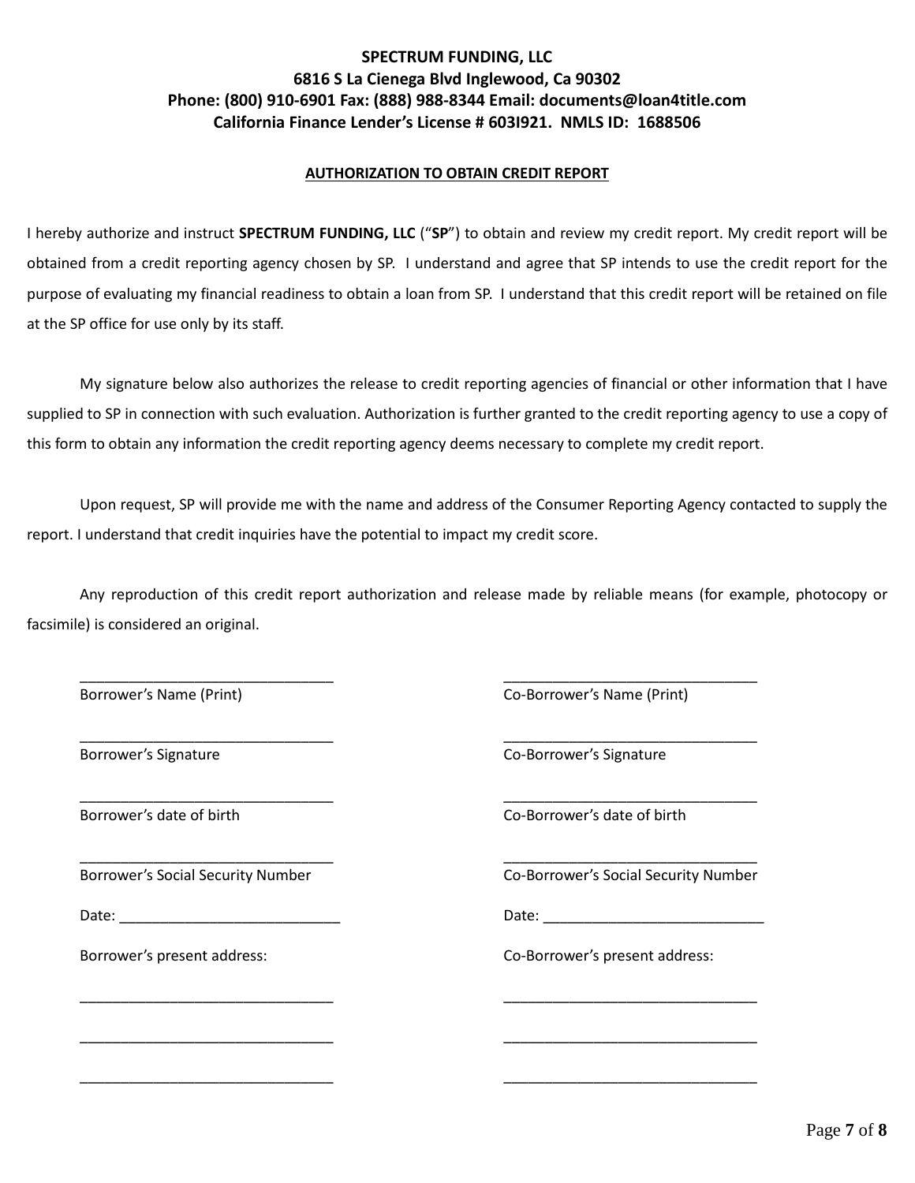**SPECTRUM FUNDING, LLC**
**6816 S La Cienega Blvd Inglewood, Ca 90302**
**Phone: (800) 910-6901 Fax: (888) 988-8344 Email: documents@loan4title.com**
**California Finance Lender's License # 603I921. NMLS ID: 1688506**

## AUTHORIZATION TO OBTAIN CREDIT REPORT

I hereby authorize and instruct **SPECTRUM FUNDING, LLC** ("**SP**") to obtain and review my credit report. My credit report will be obtained from a credit reporting agency chosen by SP. I understand and agree that SP intends to use the credit report for the purpose of evaluating my financial readiness to obtain a loan from SP. I understand that this credit report will be retained on file at the SP office for use only by its staff.

My signature below also authorizes the release to credit reporting agencies of financial or other information that I have supplied to SP in connection with such evaluation. Authorization is further granted to the credit reporting agency to use a copy of this form to obtain any information the credit reporting agency deems necessary to complete my credit report.

Upon request, SP will provide me with the name and address of the Consumer Reporting Agency contacted to supply the report. I understand that credit inquiries have the potential to impact my credit score.

Any reproduction of this credit report authorization and release made by reliable means (for example, photocopy or facsimile) is considered an original.

| | |
|---|---|
| ______________________________ | ______________________________ |
| Borrower's Name (Print) | Co-Borrower's Name (Print) |
| ______________________________ | ______________________________ |
| Borrower's Signature | Co-Borrower's Signature |
| ______________________________ | ______________________________ |
| Borrower's date of birth | Co-Borrower's date of birth |
| ______________________________ | ______________________________ |
| Borrower's Social Security Number | Co-Borrower's Social Security Number |
| Date: __________________________ | Date: __________________________ |
| Borrower's present address: | Co-Borrower's present address: |
| ______________________________ | ______________________________ |
| ______________________________ | ______________________________ |
| ______________________________ | ______________________________ |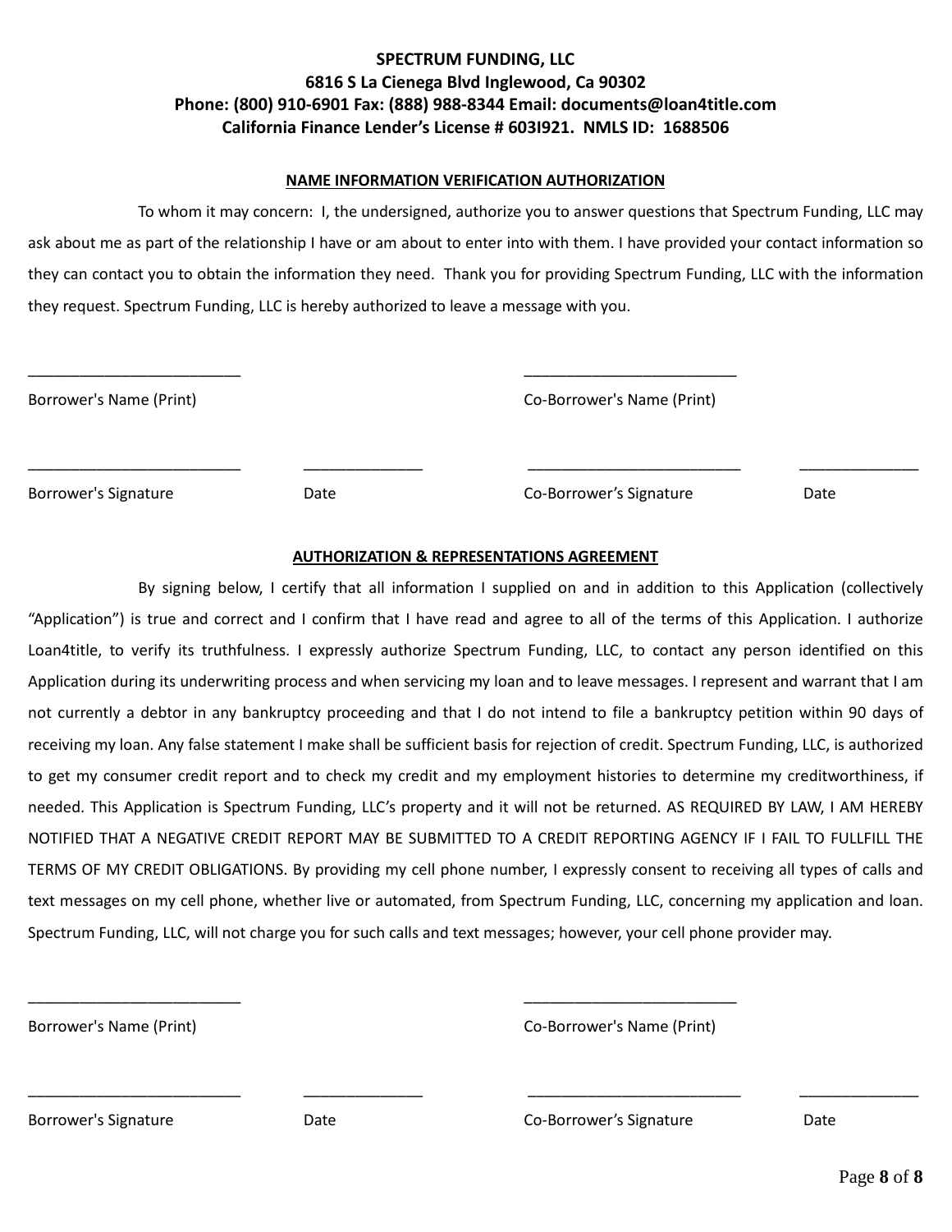**SPECTRUM FUNDING, LLC**
**6816 S La Cienega Blvd Inglewood, Ca 90302**
**Phone: (800) 910-6901 Fax: (888) 988-8344 Email: documents@loan4title.com**
**California Finance Lender's License # 603I921. NMLS ID: 1688506**

## NAME INFORMATION VERIFICATION AUTHORIZATION

To whom it may concern: I, the undersigned, authorize you to answer questions that Spectrum Funding, LLC may ask about me as part of the relationship I have or am about to enter into with them. I have provided your contact information so they can contact you to obtain the information they need. Thank you for providing Spectrum Funding, LLC with the information they request. Spectrum Funding, LLC is hereby authorized to leave a message with you.

_________________________ Borrower's Name (Print)

_________________________ Co-Borrower's Name (Print)

_________________________ Borrower's Signature

______________ Date

_________________________ Co-Borrower's Signature

______________ Date

## AUTHORIZATION & REPRESENTATIONS AGREEMENT

By signing below, I certify that all information I supplied on and in addition to this Application (collectively "Application") is true and correct and I confirm that I have read and agree to all of the terms of this Application. I authorize Loan4title, to verify its truthfulness. I expressly authorize Spectrum Funding, LLC, to contact any person identified on this Application during its underwriting process and when servicing my loan and to leave messages. I represent and warrant that I am not currently a debtor in any bankruptcy proceeding and that I do not intend to file a bankruptcy petition within 90 days of receiving my loan. Any false statement I make shall be sufficient basis for rejection of credit. Spectrum Funding, LLC, is authorized to get my consumer credit report and to check my credit and my employment histories to determine my creditworthiness, if needed. This Application is Spectrum Funding, LLC's property and it will not be returned. AS REQUIRED BY LAW, I AM HEREBY NOTIFIED THAT A NEGATIVE CREDIT REPORT MAY BE SUBMITTED TO A CREDIT REPORTING AGENCY IF I FAIL TO FULLFILL THE TERMS OF MY CREDIT OBLIGATIONS. By providing my cell phone number, I expressly consent to receiving all types of calls and text messages on my cell phone, whether live or automated, from Spectrum Funding, LLC, concerning my application and loan. Spectrum Funding, LLC, will not charge you for such calls and text messages; however, your cell phone provider may.

_________________________ Borrower's Name (Print)

_________________________ Co-Borrower's Name (Print)

_________________________ Borrower's Signature

______________ Date

_________________________ Co-Borrower's Signature

______________ Date